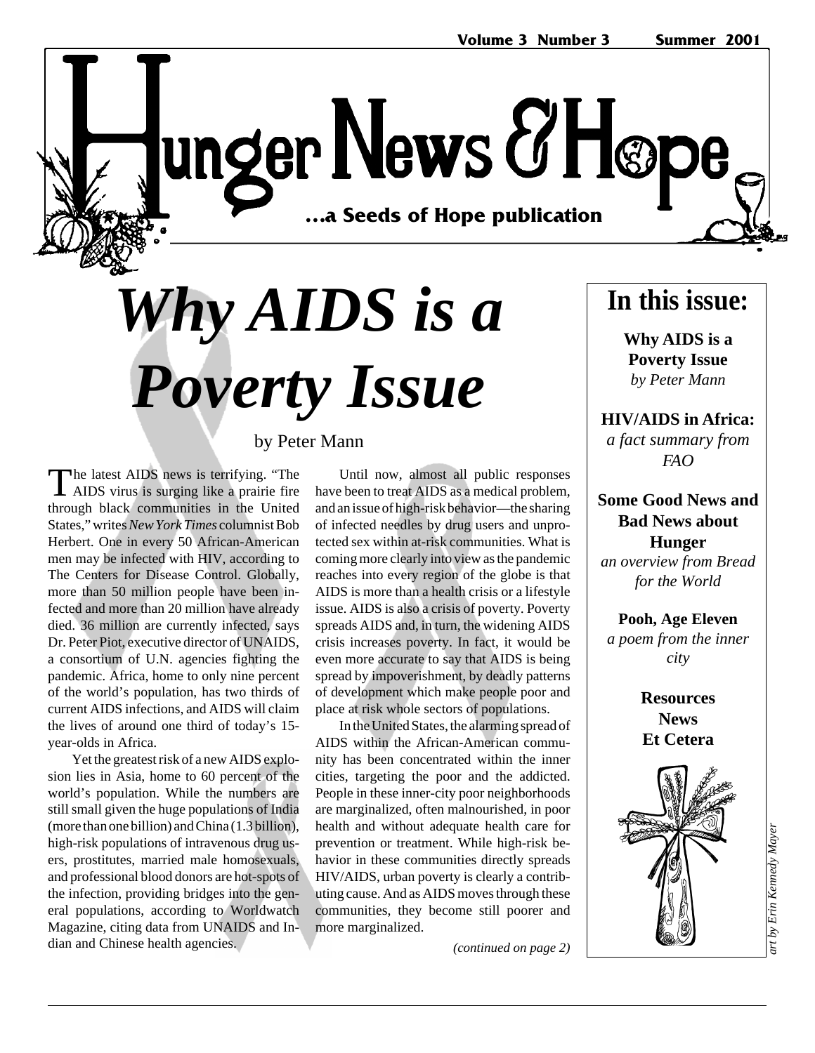# Hunger News & Hope

*...a Seeds of Hope publication*

Volume 3 Number 3 Summer 2001

# *Why AIDS is a Poverty Issue*

by Peter Mann

The latest AIDS news is terrifying. "The AIDS virus is surging like a prairie fire through black communities in the United States," writes *New York Times* columnist Bob Herbert. One in every 50 African-American men may be infected with HIV, according to The Centers for Disease Control. Globally, more than 50 million people have been infected and more than 20 million have already died. 36 million are currently infected, says Dr. Peter Piot, executive director of UNAIDS, a consortium of U.N. agencies fighting the pandemic. Africa, home to only nine percent of the world's population, has two thirds of current AIDS infections, and AIDS will claim the lives of around one third of today's 15-year-olds in Africa.

Yet the greatest risk of a new AIDS explosion lies in Asia, home to 60 percent of the world's population. While the numbers are still small given the huge populations of India (more than one billion) and China (1.3 billion), high-risk populations of intravenous drug users, prostitutes, married male homosexuals, and professional blood donors are hot-spots of the infection, providing bridges into the general populations, according to Worldwatch Magazine, citing data from UNAIDS and Indian and Chinese health agencies.

Until now, almost all public responses have been to treat AIDS as a medical problem, and an issue of high-risk behavior—the sharing of infected needles by drug users and unprotected sex within at-risk communities. What is coming more clearly into view as the pandemic reaches into every region of the globe is that AIDS is more than a health crisis or a lifestyle issue. AIDS is also a crisis of poverty. Poverty spreads AIDS and, in turn, the widening AIDS crisis increases poverty. In fact, it would be even more accurate to say that AIDS is being spread by impoverishment, by deadly patterns of development which make people poor and place at risk whole sectors of populations.

In the United States, the alarming spread of AIDS within the African-American community has been concentrated within the inner cities, targeting the poor and the addicted. People in these inner-city poor neighborhoods are marginalized, often malnourished, in poor health and without adequate health care for prevention or treatment. While high-risk behavior in these communities directly spreads HIV/AIDS, urban poverty is clearly a contributing cause. And as AIDS moves through these communities, they become still poorer and more marginalized.

*(continued on page 2)*

## In this issue:

**Why AIDS is a Poverty Issue**
*by Peter Mann*

**HIV/AIDS in Africa:**
*a fact summary from FAO*

**Some Good News and Bad News about Hunger**
*an overview from Bread for the World*

**Pooh, Age Eleven**
*a poem from the inner city*

**Resources**
**News**
**Et Cetera**

*art by Erin Kennedy Mayer*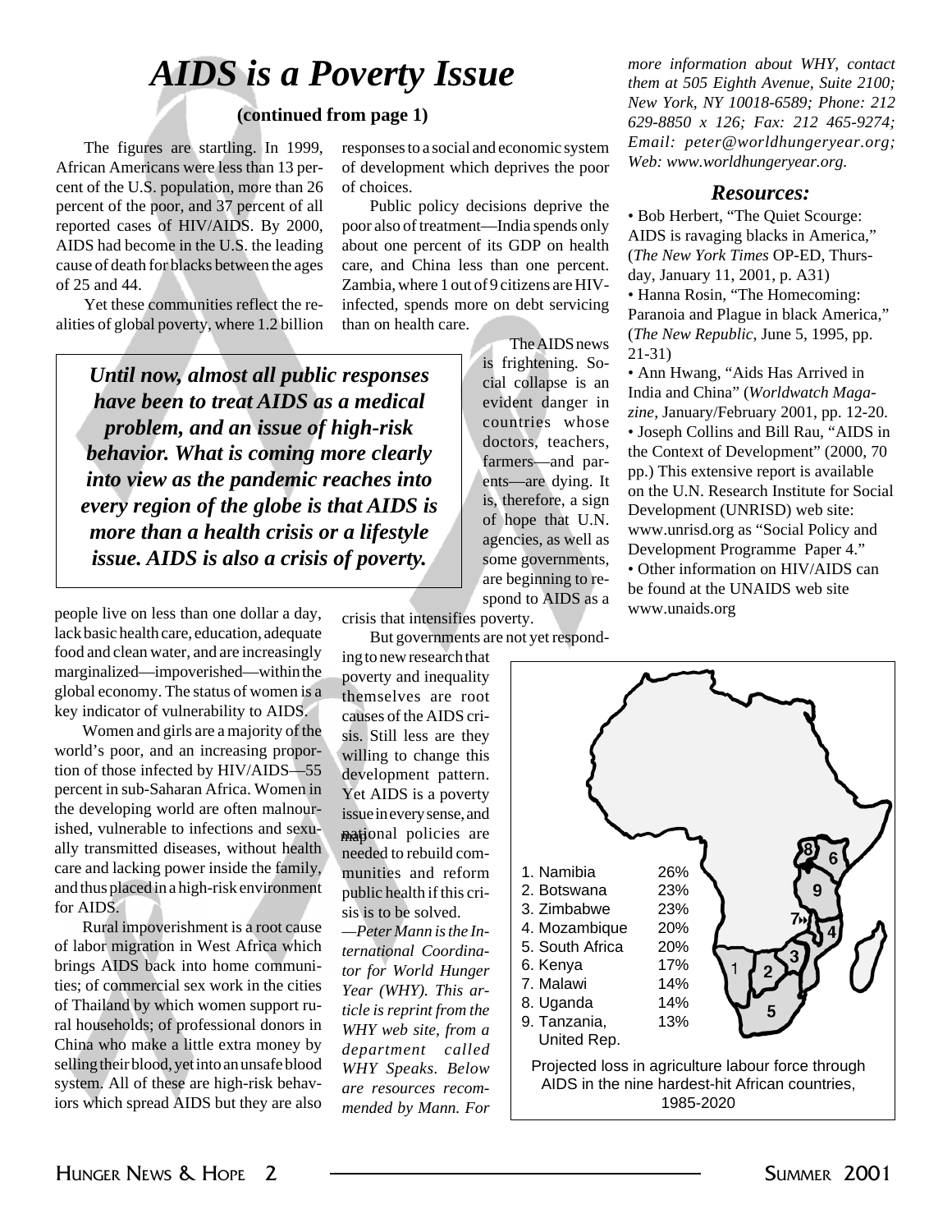# *AIDS is a Poverty Issue*

**(continued from page 1)**

The figures are startling. In 1999, African Americans were less than 13 percent of the U.S. population, more than 26 percent of the poor, and 37 percent of all reported cases of HIV/AIDS. By 2000, AIDS had become in the U.S. the leading cause of death for blacks between the ages of 25 and 44.

Yet these communities reflect the realities of global poverty, where 1.2 billion people live on less than one dollar a day, lack basic health care, education, adequate food and clean water, and are increasingly marginalized—impoverished—within the global economy. The status of women is a key indicator of vulnerability to AIDS.

> ***Until now, almost all public responses have been to treat AIDS as a medical problem, and an issue of high-risk behavior. What is coming more clearly into view as the pandemic reaches into every region of the globe is that AIDS is more than a health crisis or a lifestyle issue. AIDS is also a crisis of poverty.***

Women and girls are a majority of the world's poor, and an increasing proportion of those infected by HIV/AIDS—55 percent in sub-Saharan Africa. Women in the developing world are often malnourished, vulnerable to infections and sexually transmitted diseases, without health care and lacking power inside the family, and thus placed in a high-risk environment for AIDS.

Rural impoverishment is a root cause of labor migration in West Africa which brings AIDS back into home communities; of commercial sex work in the cities of Thailand by which women support rural households; of professional donors in China who make a little extra money by selling their blood, yet into an unsafe blood system. All of these are high-risk behaviors which spread AIDS but they are also responses to a social and economic system of development which deprives the poor of choices.

Public policy decisions deprive the poor also of treatment—India spends only about one percent of its GDP on health care, and China less than one percent. Zambia, where 1 out of 9 citizens are HIV-infected, spends more on debt servicing than on health care.

The AIDS news is frightening. Social collapse is an evident danger in countries whose doctors, teachers, farmers—and parents—are dying. It is, therefore, a sign of hope that U.N. agencies, as well as some governments, are beginning to respond to AIDS as a crisis that intensifies poverty.

But governments are not yet responding to new research that poverty and inequality themselves are root causes of the AIDS crisis. Still less are they willing to change this development pattern. Yet AIDS is a poverty issue in every sense, and national policies are needed to rebuild communities and reform public health if this crisis is to be solved.

*—Peter Mann is the International Coordinator for World Hunger Year (WHY). This article is reprint from the WHY web site, from a department called WHY Speaks. Below are resources recommended by Mann. For more information about WHY, contact them at 505 Eighth Avenue, Suite 2100; New York, NY 10018-6589; Phone: 212 629-8850 x 126; Fax: 212 465-9274; Email: peter@worldhungeryear.org; Web: www.worldhungeryear.org.*

## *Resources:*

- Bob Herbert, "The Quiet Scourge: AIDS is ravaging blacks in America," (*The New York Times* OP-ED, Thursday, January 11, 2001, p. A31)
- Hanna Rosin, "The Homecoming: Paranoia and Plague in black America," (*The New Republic*, June 5, 1995, pp. 21-31)
- Ann Hwang, "Aids Has Arrived in India and China" (*Worldwatch Magazine*, January/February 2001, pp. 12-20.
- Joseph Collins and Bill Rau, "AIDS in the Context of Development" (2000, 70 pp.) This extensive report is available on the U.N. Research Institute for Social Development (UNRISD) web site: www.unrisd.org as "Social Policy and Development Programme Paper 4."
- Other information on HIV/AIDS can be found at the UNAIDS web site www.unaids.org

| Country | Loss |
|---|---|
| 1. Namibia | 26% |
| 2. Botswana | 23% |
| 3. Zimbabwe | 23% |
| 4. Mozambique | 20% |
| 5. South Africa | 20% |
| 6. Kenya | 17% |
| 7. Malawi | 14% |
| 8. Uganda | 14% |
| 9. Tanzania, United Rep. | 13% |

Projected loss in agriculture labour force through AIDS in the nine hardest-hit African countries, 1985-2020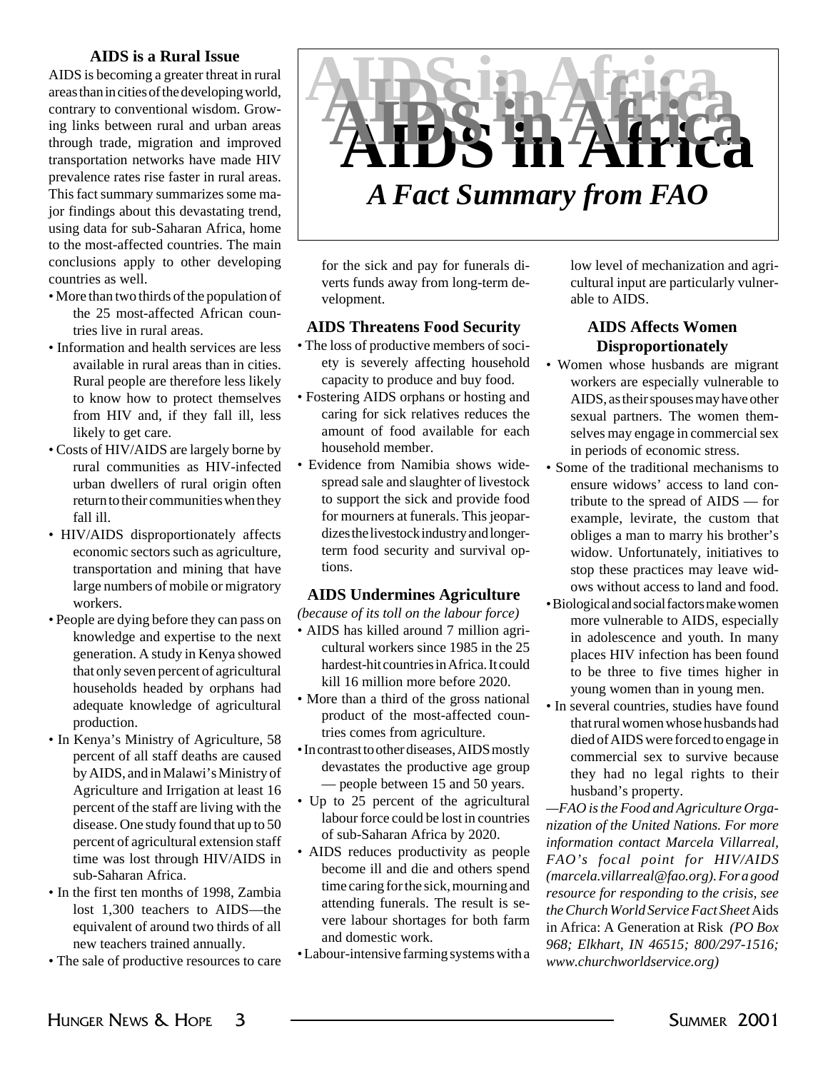# AIDS in Africa

## *A Fact Summary from FAO*

### AIDS is a Rural Issue

AIDS is becoming a greater threat in rural areas than in cities of the developing world, contrary to conventional wisdom. Growing links between rural and urban areas through trade, migration and improved transportation networks have made HIV prevalence rates rise faster in rural areas. This fact summary summarizes some major findings about this devastating trend, using data for sub-Saharan Africa, home to the most-affected countries. The main conclusions apply to other developing countries as well.

- More than two thirds of the population of the 25 most-affected African countries live in rural areas.
- Information and health services are less available in rural areas than in cities. Rural people are therefore less likely to know how to protect themselves from HIV and, if they fall ill, less likely to get care.
- Costs of HIV/AIDS are largely borne by rural communities as HIV-infected urban dwellers of rural origin often return to their communities when they fall ill.
- HIV/AIDS disproportionately affects economic sectors such as agriculture, transportation and mining that have large numbers of mobile or migratory workers.
- People are dying before they can pass on knowledge and expertise to the next generation. A study in Kenya showed that only seven percent of agricultural households headed by orphans had adequate knowledge of agricultural production.
- In Kenya's Ministry of Agriculture, 58 percent of all staff deaths are caused by AIDS, and in Malawi's Ministry of Agriculture and Irrigation at least 16 percent of the staff are living with the disease. One study found that up to 50 percent of agricultural extension staff time was lost through HIV/AIDS in sub-Saharan Africa.
- In the first ten months of 1998, Zambia lost 1,300 teachers to AIDS—the equivalent of around two thirds of all new teachers trained annually.
- The sale of productive resources to care for the sick and pay for funerals diverts funds away from long-term development.

### AIDS Threatens Food Security

- The loss of productive members of society is severely affecting household capacity to produce and buy food.
- Fostering AIDS orphans or hosting and caring for sick relatives reduces the amount of food available for each household member.
- Evidence from Namibia shows widespread sale and slaughter of livestock to support the sick and provide food for mourners at funerals. This jeopardizes the livestock industry and longer-term food security and survival options.

### AIDS Undermines Agriculture

*(because of its toll on the labour force)*

- AIDS has killed around 7 million agricultural workers since 1985 in the 25 hardest-hit countries in Africa. It could kill 16 million more before 2020.
- More than a third of the gross national product of the most-affected countries comes from agriculture.
- In contrast to other diseases, AIDS mostly devastates the productive age group — people between 15 and 50 years.
- Up to 25 percent of the agricultural labour force could be lost in countries of sub-Saharan Africa by 2020.
- AIDS reduces productivity as people become ill and die and others spend time caring for the sick, mourning and attending funerals. The result is severe labour shortages for both farm and domestic work.
- Labour-intensive farming systems with a low level of mechanization and agricultural input are particularly vulnerable to AIDS.

### AIDS Affects Women Disproportionately

- Women whose husbands are migrant workers are especially vulnerable to AIDS, as their spouses may have other sexual partners. The women themselves may engage in commercial sex in periods of economic stress.
- Some of the traditional mechanisms to ensure widows' access to land contribute to the spread of AIDS — for example, levirate, the custom that obliges a man to marry his brother's widow. Unfortunately, initiatives to stop these practices may leave widows without access to land and food.
- Biological and social factors make women more vulnerable to AIDS, especially in adolescence and youth. In many places HIV infection has been found to be three to five times higher in young women than in young men.
- In several countries, studies have found that rural women whose husbands had died of AIDS were forced to engage in commercial sex to survive because they had no legal rights to their husband's property.

*—FAO is the Food and Agriculture Organization of the United Nations. For more information contact Marcela Villarreal, FAO's focal point for HIV/AIDS (marcela.villarreal@fao.org). For a good resource for responding to the crisis, see the Church World Service Fact Sheet* Aids in Africa: A Generation at Risk *(PO Box 968; Elkhart, IN 46515; 800/297-1516; www.churchworldservice.org)*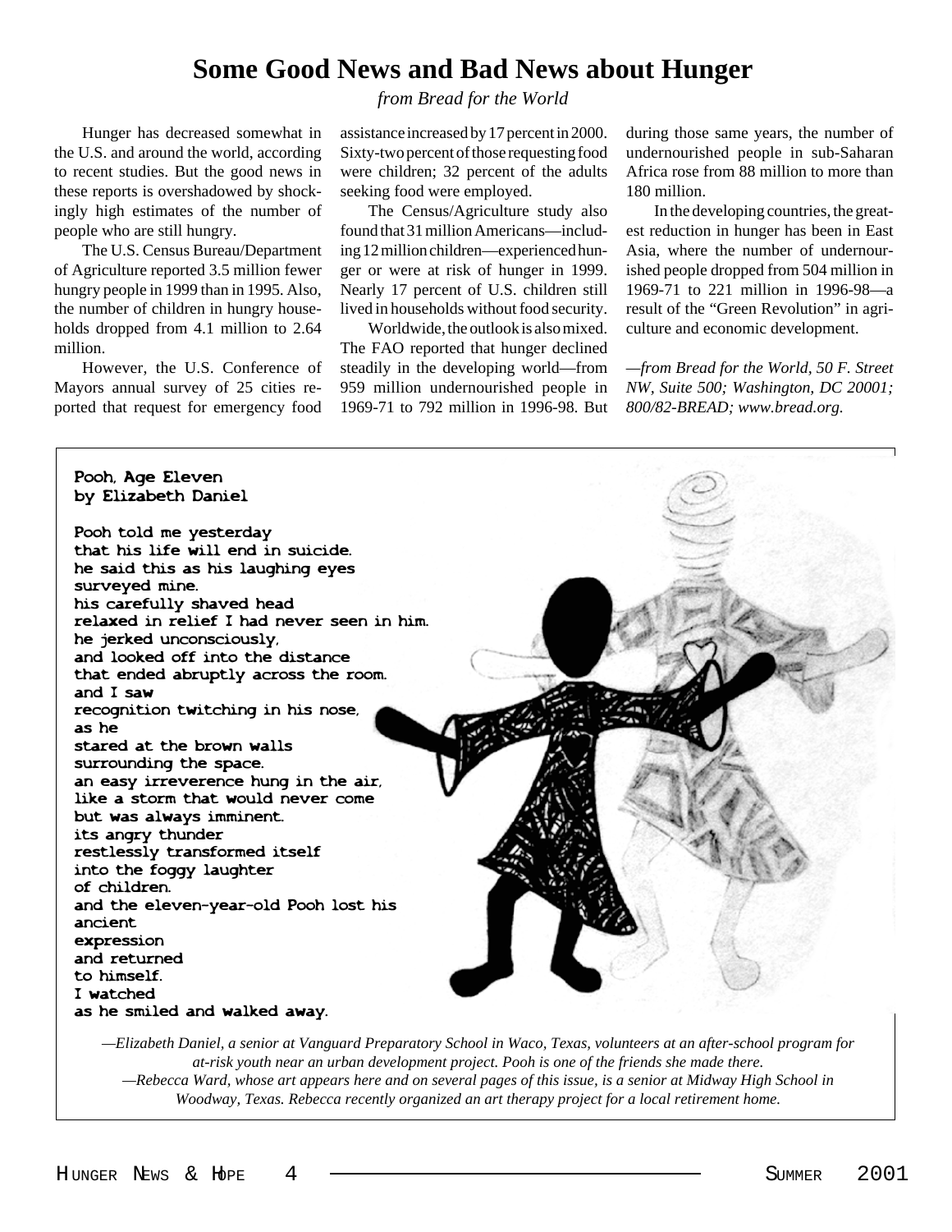# Some Good News and Bad News about Hunger

*from Bread for the World*

Hunger has decreased somewhat in the U.S. and around the world, according to recent studies. But the good news in these reports is overshadowed by shockingly high estimates of the number of people who are still hungry.

The U.S. Census Bureau/Department of Agriculture reported 3.5 million fewer hungry people in 1999 than in 1995. Also, the number of children in hungry households dropped from 4.1 million to 2.64 million.

However, the U.S. Conference of Mayors annual survey of 25 cities reported that request for emergency food assistance increased by 17 percent in 2000. Sixty-two percent of those requesting food were children; 32 percent of the adults seeking food were employed.

The Census/Agriculture study also found that 31 million Americans—including 12 million children—experienced hunger or were at risk of hunger in 1999. Nearly 17 percent of U.S. children still lived in households without food security.

Worldwide, the outlook is also mixed. The FAO reported that hunger declined steadily in the developing world—from 959 million undernourished people in 1969-71 to 792 million in 1996-98. But during those same years, the number of undernourished people in sub-Saharan Africa rose from 88 million to more than 180 million.

In the developing countries, the greatest reduction in hunger has been in East Asia, where the number of undernourished people dropped from 504 million in 1969-71 to 221 million in 1996-98—a result of the "Green Revolution" in agriculture and economic development.

*—from Bread for the World, 50 F. Street NW, Suite 500; Washington, DC 20001; 800/82-BREAD; www.bread.org.*

**Pooh, Age Eleven**
**by Elizabeth Daniel**

Pooh told me yesterday
that his life will end in suicide.
he said this as his laughing eyes
surveyed mine.
his carefully shaved head
relaxed in relief I had never seen in him.
he jerked unconsciously,
and looked off into the distance
that ended abruptly across the room.
and I saw
recognition twitching in his nose,
as he
stared at the brown walls
surrounding the space.
an easy irreverence hung in the air,
like a storm that would never come
but was always imminent.
its angry thunder
restlessly transformed itself
into the foggy laughter
of children.
and the eleven-year-old Pooh lost his
ancient
expression
and returned
to himself.
I watched
as he smiled and walked away.

*—Elizabeth Daniel, a senior at Vanguard Preparatory School in Waco, Texas, volunteers at an after-school program for at-risk youth near an urban development project. Pooh is one of the friends she made there.*

*—Rebecca Ward, whose art appears here and on several pages of this issue, is a senior at Midway High School in Woodway, Texas. Rebecca recently organized an art therapy project for a local retirement home.*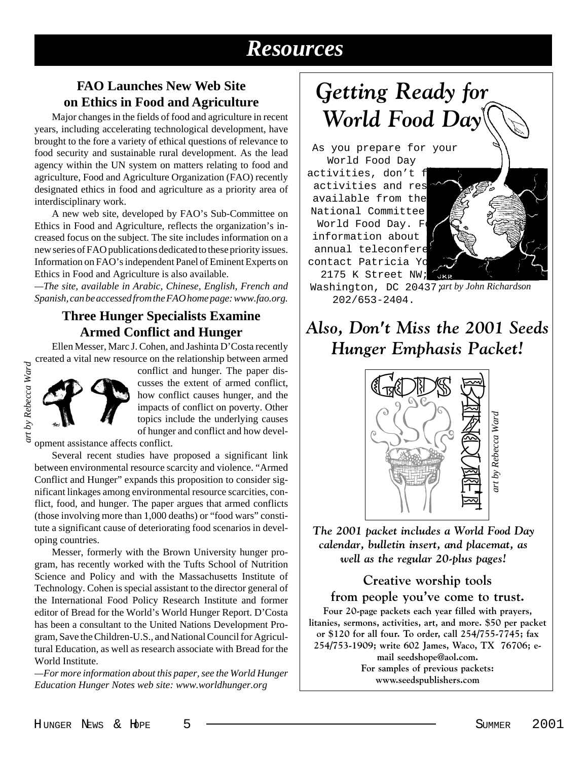# Resources

## FAO Launches New Web Site on Ethics in Food and Agriculture

Major changes in the fields of food and agriculture in recent years, including accelerating technological development, have brought to the fore a variety of ethical questions of relevance to food security and sustainable rural development. As the lead agency within the UN system on matters relating to food and agriculture, Food and Agriculture Organization (FAO) recently designated ethics in food and agriculture as a priority area of interdisciplinary work.

A new web site, developed by FAO's Sub-Committee on Ethics in Food and Agriculture, reflects the organization's increased focus on the subject. The site includes information on a new series of FAO publications dedicated to these priority issues. Information on FAO's independent Panel of Eminent Experts on Ethics in Food and Agriculture is also available.

*—The site, available in Arabic, Chinese, English, French and Spanish, can be accessed from the FAO home page: www.fao.org.*

## Three Hunger Specialists Examine Armed Conflict and Hunger

Ellen Messer, Marc J. Cohen, and Jashinta D'Costa recently created a vital new resource on the relationship between armed conflict and hunger. The paper discusses the extent of armed conflict, how conflict causes hunger, and the impacts of conflict on poverty. Other topics include the underlying causes of hunger and conflict and how development assistance affects conflict.

*art by Rebecca Ward*

Several recent studies have proposed a significant link between environmental resource scarcity and violence. "Armed Conflict and Hunger" expands this proposition to consider significant linkages among environmental resource scarcities, conflict, food, and hunger. The paper argues that armed conflicts (those involving more than 1,000 deaths) or "food wars" constitute a significant cause of deteriorating food scenarios in developing countries.

Messer, formerly with the Brown University hunger program, has recently worked with the Tufts School of Nutrition Science and Policy and with the Massachusetts Institute of Technology. Cohen is special assistant to the director general of the International Food Policy Research Institute and former editor of Bread for the World's World Hunger Report. D'Costa has been a consultant to the United Nations Development Program, Save the Children-U.S., and National Council for Agricultural Education, as well as research associate with Bread for the World Institute.

*—For more information about this paper, see the World Hunger Education Hunger Notes web site: www.worldhunger.org*

## *Getting Ready for World Food Day*

As you prepare for your World Food Day activities, don't f[...] activities and res[...] available from the National Committee [...] World Food Day. F[...] information about [...] annual teleconfere[...] contact Patricia Yo[...] 2175 K Street NW; Washington, DC 20437; 202/653-2404.

*art by John Richardson*

## *Also, Don't Miss the 2001 Seeds Hunger Emphasis Packet!*

*art by Rebecca Ward*

***The 2001 packet includes a World Food Day calendar, bulletin insert, and placemat, as well as the regular 20-plus pages!***

**Creative worship tools from people you've come to trust.**

**Four 20-page packets each year filled with prayers, litanies, sermons, activities, art, and more. $50 per packet or $120 for all four. To order, call 254/755-7745; fax 254/753-1909; write 602 James, Waco, TX 76706; e-mail seedshope@aol.com.**

**For samples of previous packets: www.seedspublishers.com**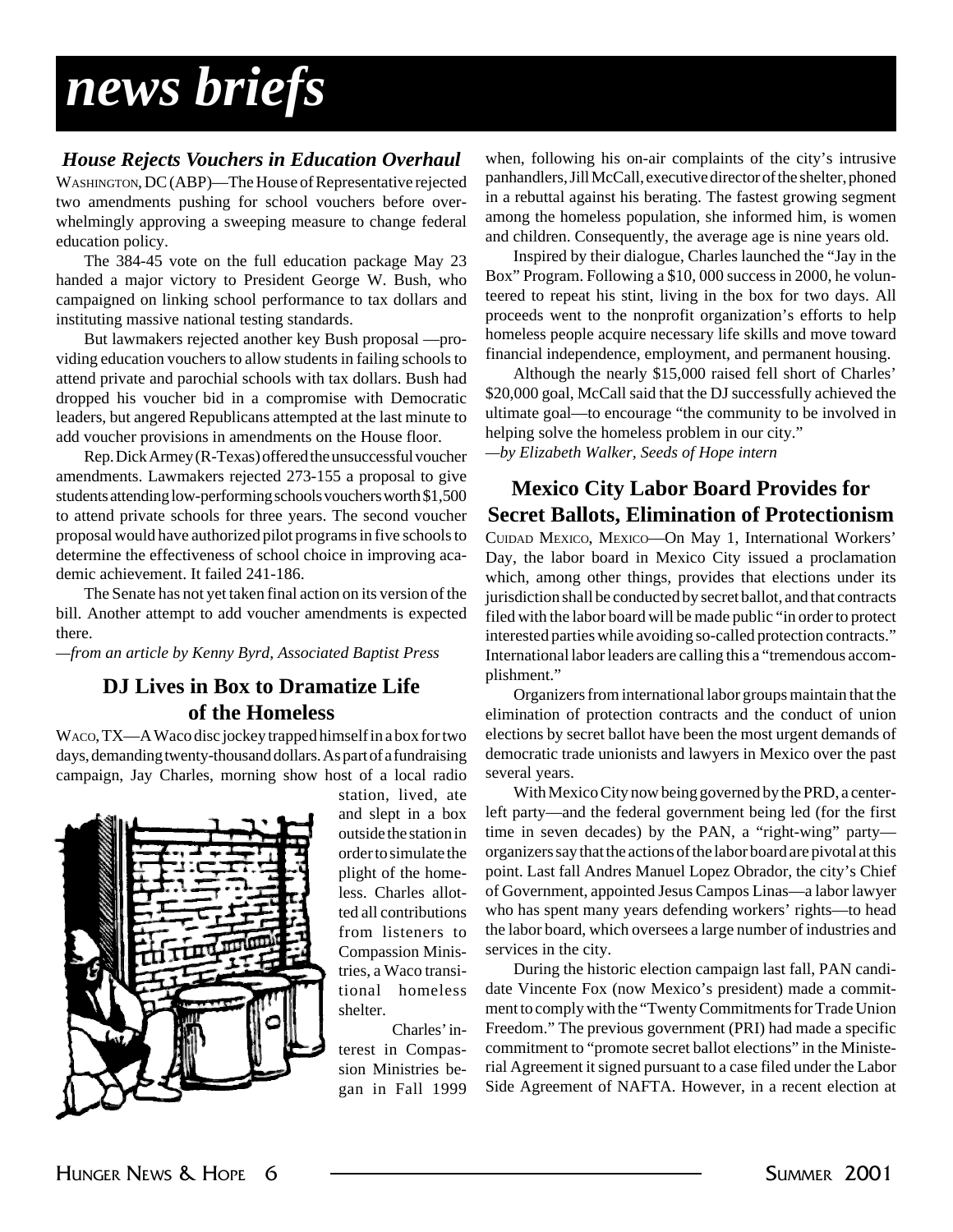# news briefs

### *House Rejects Vouchers in Education Overhaul*

WASHINGTON, DC (ABP)—The House of Representative rejected two amendments pushing for school vouchers before overwhelmingly approving a sweeping measure to change federal education policy.

The 384-45 vote on the full education package May 23 handed a major victory to President George W. Bush, who campaigned on linking school performance to tax dollars and instituting massive national testing standards.

But lawmakers rejected another key Bush proposal —providing education vouchers to allow students in failing schools to attend private and parochial schools with tax dollars. Bush had dropped his voucher bid in a compromise with Democratic leaders, but angered Republicans attempted at the last minute to add voucher provisions in amendments on the House floor.

Rep. Dick Armey (R-Texas) offered the unsuccessful voucher amendments. Lawmakers rejected 273-155 a proposal to give students attending low-performing schools vouchers worth $1,500 to attend private schools for three years. The second voucher proposal would have authorized pilot programs in five schools to determine the effectiveness of school choice in improving academic achievement. It failed 241-186.

The Senate has not yet taken final action on its version of the bill. Another attempt to add voucher amendments is expected there.

*—from an article by Kenny Byrd, Associated Baptist Press*

### DJ Lives in Box to Dramatize Life of the Homeless

WACO, TX—A Waco disc jockey trapped himself in a box for two days, demanding twenty-thousand dollars. As part of a fundraising campaign, Jay Charles, morning show host of a local radio station, lived, ate and slept in a box outside the station in order to simulate the plight of the homeless. Charles allotted all contributions from listeners to Compassion Ministries, a Waco transitional homeless shelter.

Charles' interest in Compassion Ministries began in Fall 1999 when, following his on-air complaints of the city's intrusive panhandlers, Jill McCall, executive director of the shelter, phoned in a rebuttal against his berating. The fastest growing segment among the homeless population, she informed him, is women and children. Consequently, the average age is nine years old.

Inspired by their dialogue, Charles launched the "Jay in the Box" Program. Following a $10, 000 success in 2000, he volunteered to repeat his stint, living in the box for two days. All proceeds went to the nonprofit organization's efforts to help homeless people acquire necessary life skills and move toward financial independence, employment, and permanent housing.

Although the nearly $15,000 raised fell short of Charles' $20,000 goal, McCall said that the DJ successfully achieved the ultimate goal—to encourage "the community to be involved in helping solve the homeless problem in our city."

*—by Elizabeth Walker, Seeds of Hope intern*

### Mexico City Labor Board Provides for Secret Ballots, Elimination of Protectionism

CUIDAD MEXICO, MEXICO—On May 1, International Workers' Day, the labor board in Mexico City issued a proclamation which, among other things, provides that elections under its jurisdiction shall be conducted by secret ballot, and that contracts filed with the labor board will be made public "in order to protect interested parties while avoiding so-called protection contracts." International labor leaders are calling this a "tremendous accomplishment."

Organizers from international labor groups maintain that the elimination of protection contracts and the conduct of union elections by secret ballot have been the most urgent demands of democratic trade unionists and lawyers in Mexico over the past several years.

With Mexico City now being governed by the PRD, a center-left party—and the federal government being led (for the first time in seven decades) by the PAN, a "right-wing" party—organizers say that the actions of the labor board are pivotal at this point. Last fall Andres Manuel Lopez Obrador, the city's Chief of Government, appointed Jesus Campos Linas—a labor lawyer who has spent many years defending workers' rights—to head the labor board, which oversees a large number of industries and services in the city.

During the historic election campaign last fall, PAN candidate Vincente Fox (now Mexico's president) made a commitment to comply with the "Twenty Commitments for Trade Union Freedom." The previous government (PRI) had made a specific commitment to "promote secret ballot elections" in the Ministerial Agreement it signed pursuant to a case filed under the Labor Side Agreement of NAFTA. However, in a recent election at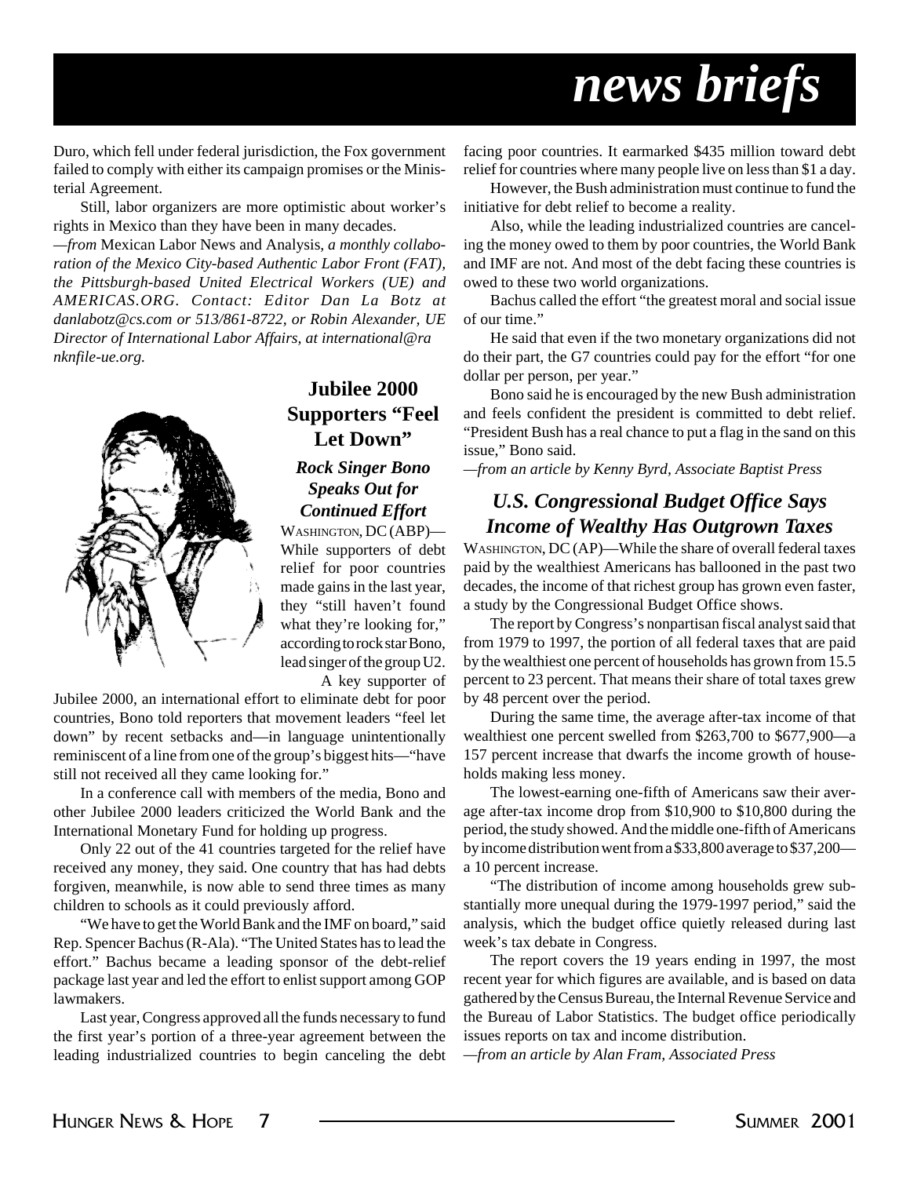# news briefs

Duro, which fell under federal jurisdiction, the Fox government failed to comply with either its campaign promises or the Ministerial Agreement.

Still, labor organizers are more optimistic about worker's rights in Mexico than they have been in many decades.

—*from* Mexican Labor News and Analysis*, a monthly collaboration of the Mexico City-based Authentic Labor Front (FAT), the Pittsburgh-based United Electrical Workers (UE) and AMERICAS.ORG. Contact: Editor Dan La Botz at danlabotz@cs.com or 513/861-8722, or Robin Alexander, UE Director of International Labor Affairs, at international@ranknfile-ue.org.*

## Jubilee 2000 Supporters "Feel Let Down"

### *Rock Singer Bono Speaks Out for Continued Effort*

WASHINGTON, DC (ABP)—While supporters of debt relief for poor countries made gains in the last year, they "still haven't found what they're looking for," according to rock star Bono, lead singer of the group U2.

A key supporter of Jubilee 2000, an international effort to eliminate debt for poor countries, Bono told reporters that movement leaders "feel let down" by recent setbacks and—in language unintentionally reminiscent of a line from one of the group's biggest hits—"have still not received all they came looking for."

In a conference call with members of the media, Bono and other Jubilee 2000 leaders criticized the World Bank and the International Monetary Fund for holding up progress.

Only 22 out of the 41 countries targeted for the relief have received any money, they said. One country that has had debts forgiven, meanwhile, is now able to send three times as many children to schools as it could previously afford.

"We have to get the World Bank and the IMF on board," said Rep. Spencer Bachus (R-Ala). "The United States has to lead the effort." Bachus became a leading sponsor of the debt-relief package last year and led the effort to enlist support among GOP lawmakers.

Last year, Congress approved all the funds necessary to fund the first year's portion of a three-year agreement between the leading industrialized countries to begin canceling the debt facing poor countries. It earmarked \$435 million toward debt relief for countries where many people live on less than \$1 a day.

However, the Bush administration must continue to fund the initiative for debt relief to become a reality.

Also, while the leading industrialized countries are canceling the money owed to them by poor countries, the World Bank and IMF are not. And most of the debt facing these countries is owed to these two world organizations.

Bachus called the effort "the greatest moral and social issue of our time."

He said that even if the two monetary organizations did not do their part, the G7 countries could pay for the effort "for one dollar per person, per year."

Bono said he is encouraged by the new Bush administration and feels confident the president is committed to debt relief. "President Bush has a real chance to put a flag in the sand on this issue," Bono said.

—*from an article by Kenny Byrd, Associate Baptist Press*

## *U.S. Congressional Budget Office Says Income of Wealthy Has Outgrown Taxes*

WASHINGTON, DC (AP)—While the share of overall federal taxes paid by the wealthiest Americans has ballooned in the past two decades, the income of that richest group has grown even faster, a study by the Congressional Budget Office shows.

The report by Congress's nonpartisan fiscal analyst said that from 1979 to 1997, the portion of all federal taxes that are paid by the wealthiest one percent of households has grown from 15.5 percent to 23 percent. That means their share of total taxes grew by 48 percent over the period.

During the same time, the average after-tax income of that wealthiest one percent swelled from \$263,700 to \$677,900—a 157 percent increase that dwarfs the income growth of households making less money.

The lowest-earning one-fifth of Americans saw their average after-tax income drop from \$10,900 to \$10,800 during the period, the study showed. And the middle one-fifth of Americans by income distribution went from a \$33,800 average to \$37,200—a 10 percent increase.

"The distribution of income among households grew substantially more unequal during the 1979-1997 period," said the analysis, which the budget office quietly released during last week's tax debate in Congress.

The report covers the 19 years ending in 1997, the most recent year for which figures are available, and is based on data gathered by the Census Bureau, the Internal Revenue Service and the Bureau of Labor Statistics. The budget office periodically issues reports on tax and income distribution.

—*from an article by Alan Fram, Associated Press*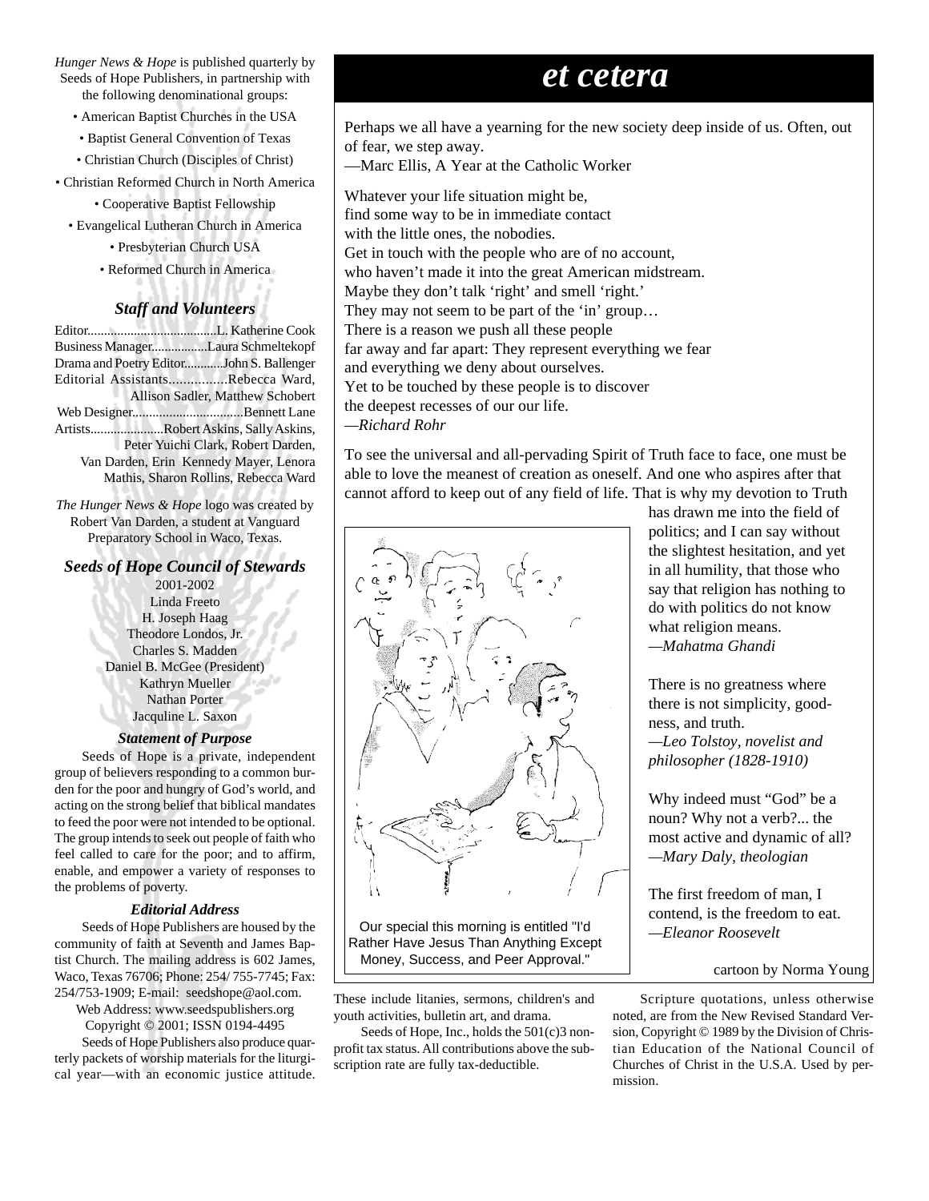*Hunger News & Hope* is published quarterly by Seeds of Hope Publishers, in partnership with the following denominational groups:

- American Baptist Churches in the USA
- Baptist General Convention of Texas
- Christian Church (Disciples of Christ)
- Christian Reformed Church in North America
- Cooperative Baptist Fellowship
- Evangelical Lutheran Church in America
- Presbyterian Church USA
- Reformed Church in America

### *Staff and Volunteers*

Editor........................................L. Katherine Cook
Business Manager.................Laura Schmeltekopf
Drama and Poetry Editor............John S. Ballenger
Editorial Assistants................Rebecca Ward, Allison Sadler, Matthew Schobert
Web Designer.................................Bennett Lane
Artists......................Robert Askins, Sally Askins, Peter Yuichi Clark, Robert Darden, Van Darden, Erin Kennedy Mayer, Lenora Mathis, Sharon Rollins, Rebecca Ward

*The Hunger News & Hope* logo was created by Robert Van Darden, a student at Vanguard Preparatory School in Waco, Texas.

### *Seeds of Hope Council of Stewards*

2001-2002
Linda Freeto
H. Joseph Haag
Theodore Londos, Jr.
Charles S. Madden
Daniel B. McGee (President)
Kathryn Mueller
Nathan Porter
Jacquline L. Saxon

#### *Statement of Purpose*

Seeds of Hope is a private, independent group of believers responding to a common burden for the poor and hungry of God's world, and acting on the strong belief that biblical mandates to feed the poor were not intended to be optional. The group intends to seek out people of faith who feel called to care for the poor; and to affirm, enable, and empower a variety of responses to the problems of poverty.

#### *Editorial Address*

Seeds of Hope Publishers are housed by the community of faith at Seventh and James Baptist Church. The mailing address is 602 James, Waco, Texas 76706; Phone: 254/ 755-7745; Fax: 254/753-1909; E-mail: seedshope@aol.com.

Web Address: www.seedspublishers.org

Copyright © 2001; ISSN 0194-4495

Seeds of Hope Publishers also produce quarterly packets of worship materials for the liturgical year—with an economic justice attitude. These include litanies, sermons, children's and youth activities, bulletin art, and drama.

Seeds of Hope, Inc., holds the 501(c)3 nonprofit tax status. All contributions above the subscription rate are fully tax-deductible.

Scripture quotations, unless otherwise noted, are from the New Revised Standard Version, Copyright © 1989 by the Division of Christian Education of the National Council of Churches of Christ in the U.S.A. Used by permission.

# *et cetera*

Perhaps we all have a yearning for the new society deep inside of us. Often, out of fear, we step away.
—Marc Ellis, A Year at the Catholic Worker

Whatever your life situation might be,
find some way to be in immediate contact
with the little ones, the nobodies.
Get in touch with the people who are of no account,
who haven't made it into the great American midstream.
Maybe they don't talk 'right' and smell 'right.'
They may not seem to be part of the 'in' group…
There is a reason we push all these people
far away and far apart: They represent everything we fear
and everything we deny about ourselves.
Yet to be touched by these people is to discover
the deepest recesses of our our life.
*—Richard Rohr*

To see the universal and all-pervading Spirit of Truth face to face, one must be able to love the meanest of creation as oneself. And one who aspires after that cannot afford to keep out of any field of life. That is why my devotion to Truth has drawn me into the field of politics; and I can say without the slightest hesitation, and yet in all humility, that those who say that religion has nothing to do with politics do not know what religion means.
*—Mahatma Ghandi*

There is no greatness where there is not simplicity, goodness, and truth.
*—Leo Tolstoy, novelist and philosopher (1828-1910)*

Why indeed must "God" be a noun? Why not a verb?... the most active and dynamic of all?
*—Mary Daly, theologian*

The first freedom of man, I contend, is the freedom to eat.
*—Eleanor Roosevelt*

Our special this morning is entitled "I'd Rather Have Jesus Than Anything Except Money, Success, and Peer Approval."

cartoon by Norma Young